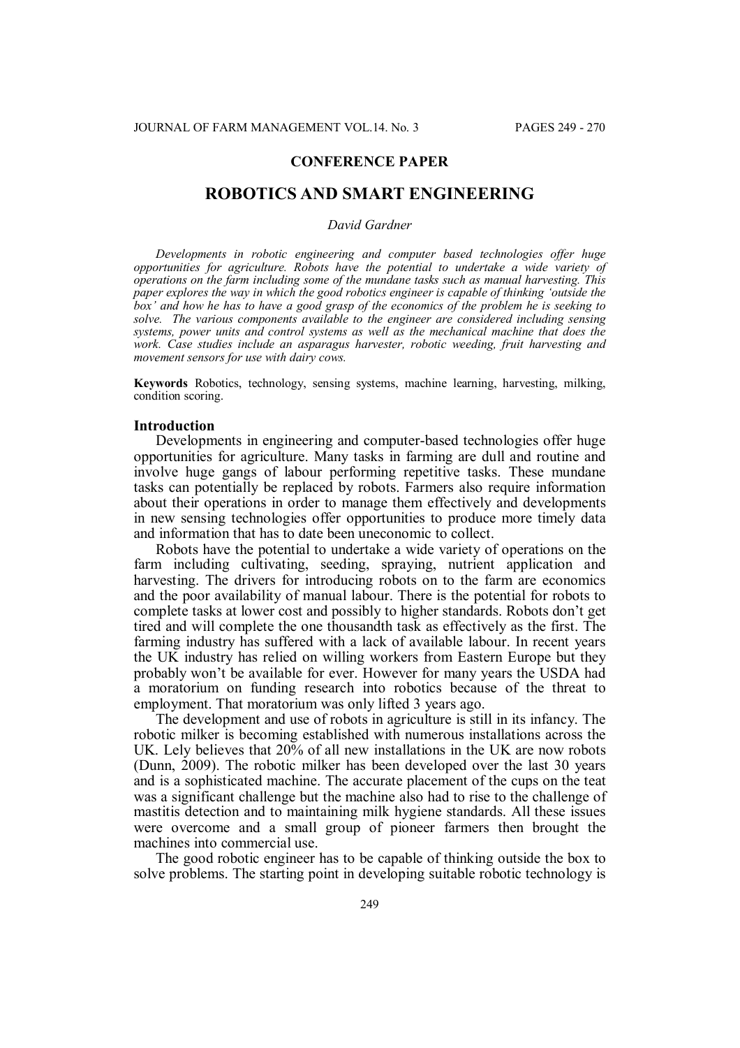**CONFERENCE PAPER**

# ROBOTICS AND SMART ENGINEERING

*David Gardner*

*Developments in robotic engineering and computer based technologies offer huge opportunities for agriculture. Robots have the potential to undertake a wide variety of operations on the farm including some of the mundane tasks such as manual harvesting. This paper explores the way in which the good robotics engineer is capable of thinking 'outside the box' and how he has to have a good grasp of the economics of the problem he is seeking to solve. The various components available to the engineer are considered including sensing systems, power units and control systems as well as the mechanical machine that does the work. Case studies include an asparagus harvester, robotic weeding, fruit harvesting and movement sensors for use with dairy cows.*

**Keywords** Robotics, technology, sensing systems, machine learning, harvesting, milking, condition scoring.

## Introduction

Developments in engineering and computer-based technologies offer huge opportunities for agriculture. Many tasks in farming are dull and routine and involve huge gangs of labour performing repetitive tasks. These mundane tasks can potentially be replaced by robots. Farmers also require information about their operations in order to manage them effectively and developments in new sensing technologies offer opportunities to produce more timely data and information that has to date been uneconomic to collect.

Robots have the potential to undertake a wide variety of operations on the farm including cultivating, seeding, spraying, nutrient application and harvesting. The drivers for introducing robots on to the farm are economics and the poor availability of manual labour. There is the potential for robots to complete tasks at lower cost and possibly to higher standards. Robots don't get tired and will complete the one thousandth task as effectively as the first. The farming industry has suffered with a lack of available labour. In recent years the UK industry has relied on willing workers from Eastern Europe but they probably won't be available for ever. However for many years the USDA had a moratorium on funding research into robotics because of the threat to employment. That moratorium was only lifted 3 years ago.

The development and use of robots in agriculture is still in its infancy. The robotic milker is becoming established with numerous installations across the UK. Lely believes that 20% of all new installations in the UK are now robots (Dunn, 2009). The robotic milker has been developed over the last 30 years and is a sophisticated machine. The accurate placement of the cups on the teat was a significant challenge but the machine also had to rise to the challenge of mastitis detection and to maintaining milk hygiene standards. All these issues were overcome and a small group of pioneer farmers then brought the machines into commercial use.

The good robotic engineer has to be capable of thinking outside the box to solve problems. The starting point in developing suitable robotic technology is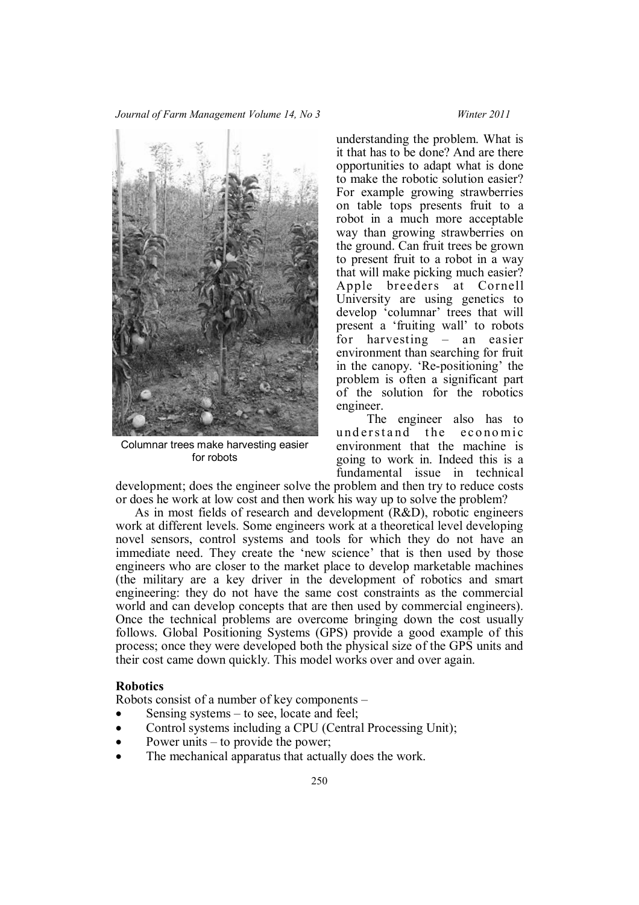understanding the problem. What is it that has to be done? And are there opportunities to adapt what is done to make the robotic solution easier? For example growing strawberries on table tops presents fruit to a robot in a much more acceptable way than growing strawberries on the ground. Can fruit trees be grown to present fruit to a robot in a way that will make picking much easier? Apple breeders at Cornell University are using genetics to develop 'columnar' trees that will present a 'fruiting wall' to robots for harvesting – an easier environment than searching for fruit in the canopy. 'Re-positioning' the problem is often a significant part of the solution for the robotics engineer.

Columnar trees make harvesting easier for robots

The engineer also has to understand the economic environment that the machine is going to work in. Indeed this is a fundamental issue in technical development; does the engineer solve the problem and then try to reduce costs or does he work at low cost and then work his way up to solve the problem?

As in most fields of research and development (R&D), robotic engineers work at different levels. Some engineers work at a theoretical level developing novel sensors, control systems and tools for which they do not have an immediate need. They create the 'new science' that is then used by those engineers who are closer to the market place to develop marketable machines (the military are a key driver in the development of robotics and smart engineering: they do not have the same cost constraints as the commercial world and can develop concepts that are then used by commercial engineers). Once the technical problems are overcome bringing down the cost usually follows. Global Positioning Systems (GPS) provide a good example of this process; once they were developed both the physical size of the GPS units and their cost came down quickly. This model works over and over again.

**Robotics**

Robots consist of a number of key components –

- Sensing systems – to see, locate and feel;
- Control systems including a CPU (Central Processing Unit);
- Power units – to provide the power;
- The mechanical apparatus that actually does the work.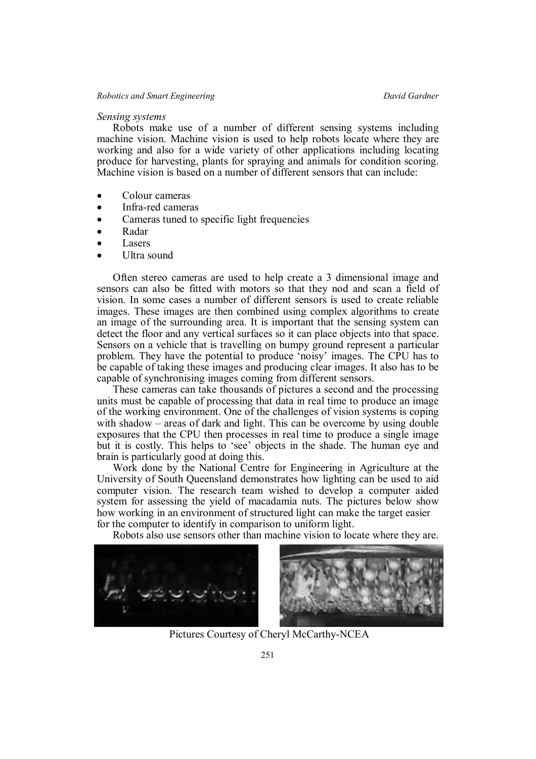*Sensing systems*

Robots make use of a number of different sensing systems including machine vision. Machine vision is used to help robots locate where they are working and also for a wide variety of other applications including locating produce for harvesting, plants for spraying and animals for condition scoring. Machine vision is based on a number of different sensors that can include:

- Colour cameras
- Infra-red cameras
- Cameras tuned to specific light frequencies
- Radar
- Lasers
- Ultra sound

Often stereo cameras are used to help create a 3 dimensional image and sensors can also be fitted with motors so that they nod and scan a field of vision. In some cases a number of different sensors is used to create reliable images. These images are then combined using complex algorithms to create an image of the surrounding area. It is important that the sensing system can detect the floor and any vertical surfaces so it can place objects into that space. Sensors on a vehicle that is travelling on bumpy ground represent a particular problem. They have the potential to produce 'noisy' images. The CPU has to be capable of taking these images and producing clear images. It also has to be capable of synchronising images coming from different sensors.

These cameras can take thousands of pictures a second and the processing units must be capable of processing that data in real time to produce an image of the working environment. One of the challenges of vision systems is coping with shadow – areas of dark and light. This can be overcome by using double exposures that the CPU then processes in real time to produce a single image but it is costly. This helps to 'see' objects in the shade. The human eye and brain is particularly good at doing this.

Work done by the National Centre for Engineering in Agriculture at the University of South Queensland demonstrates how lighting can be used to aid computer vision. The research team wished to develop a computer aided system for assessing the yield of macadamia nuts. The pictures below show how working in an environment of structured light can make the target easier for the computer to identify in comparison to uniform light.

Robots also use sensors other than machine vision to locate where they are.

Pictures Courtesy of Cheryl McCarthy-NCEA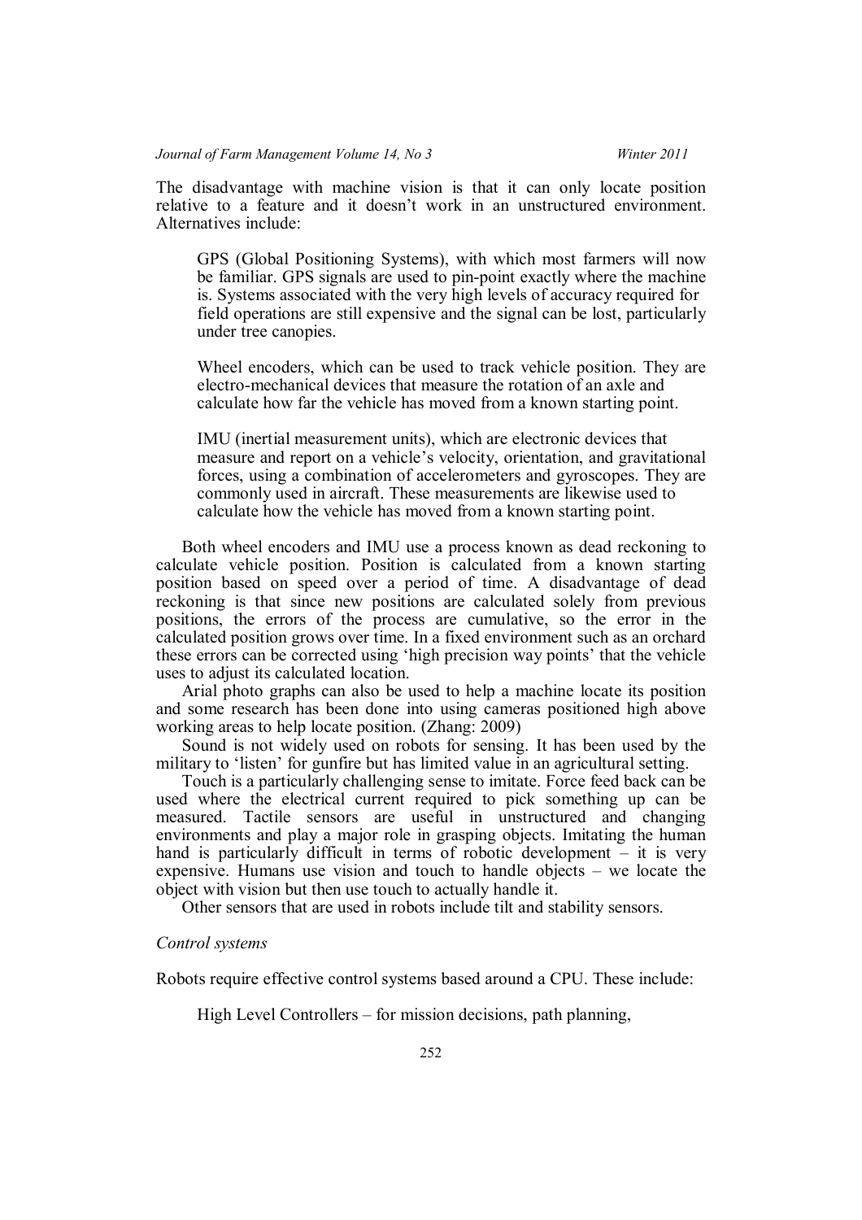The disadvantage with machine vision is that it can only locate position relative to a feature and it doesn't work in an unstructured environment. Alternatives include:

> GPS (Global Positioning Systems), with which most farmers will now be familiar. GPS signals are used to pin-point exactly where the machine is. Systems associated with the very high levels of accuracy required for field operations are still expensive and the signal can be lost, particularly under tree canopies.
>
> Wheel encoders, which can be used to track vehicle position. They are electro-mechanical devices that measure the rotation of an axle and calculate how far the vehicle has moved from a known starting point.
>
> IMU (inertial measurement units), which are electronic devices that measure and report on a vehicle's velocity, orientation, and gravitational forces, using a combination of accelerometers and gyroscopes. They are commonly used in aircraft. These measurements are likewise used to calculate how the vehicle has moved from a known starting point.

Both wheel encoders and IMU use a process known as dead reckoning to calculate vehicle position. Position is calculated from a known starting position based on speed over a period of time. A disadvantage of dead reckoning is that since new positions are calculated solely from previous positions, the errors of the process are cumulative, so the error in the calculated position grows over time. In a fixed environment such as an orchard these errors can be corrected using 'high precision way points' that the vehicle uses to adjust its calculated location.

Arial photo graphs can also be used to help a machine locate its position and some research has been done into using cameras positioned high above working areas to help locate position. (Zhang: 2009)

Sound is not widely used on robots for sensing. It has been used by the military to 'listen' for gunfire but has limited value in an agricultural setting.

Touch is a particularly challenging sense to imitate. Force feed back can be used where the electrical current required to pick something up can be measured. Tactile sensors are useful in unstructured and changing environments and play a major role in grasping objects. Imitating the human hand is particularly difficult in terms of robotic development – it is very expensive. Humans use vision and touch to handle objects – we locate the object with vision but then use touch to actually handle it.

Other sensors that are used in robots include tilt and stability sensors.

*Control systems*

Robots require effective control systems based around a CPU. These include:

> High Level Controllers – for mission decisions, path planning,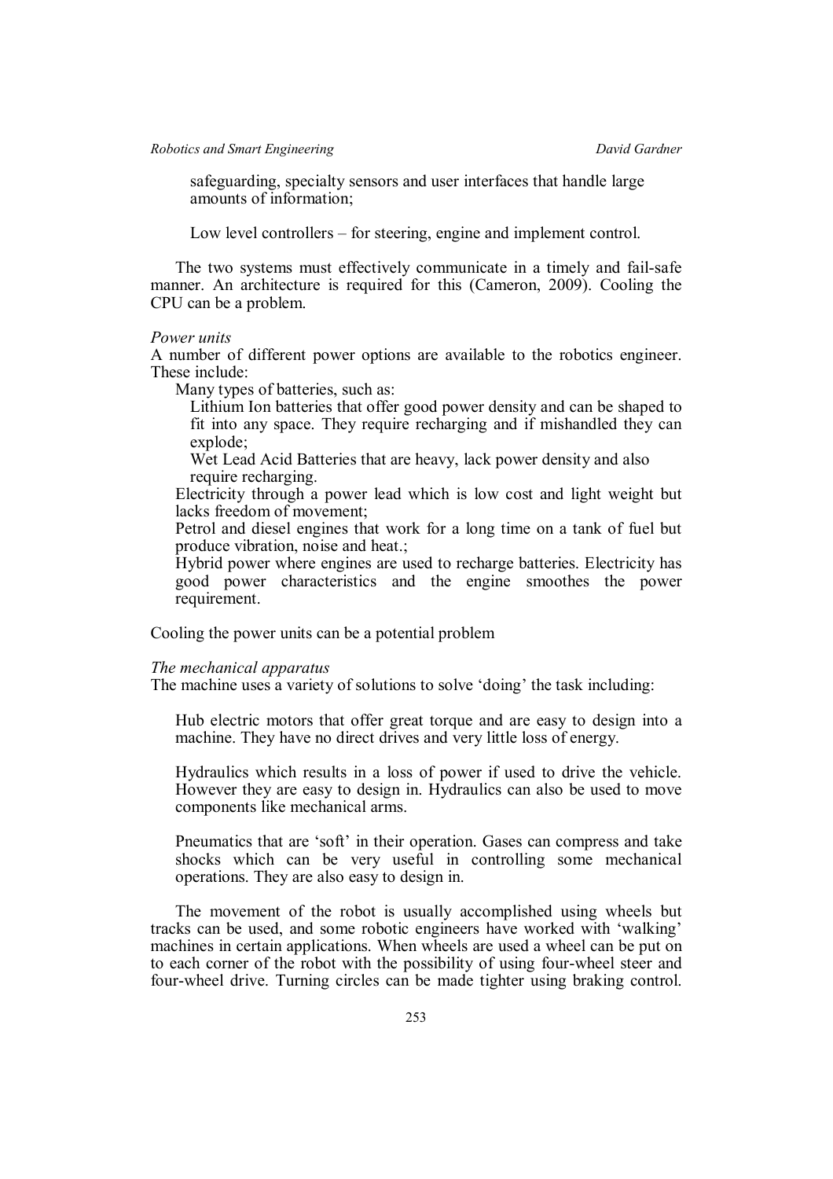safeguarding, specialty sensors and user interfaces that handle large amounts of information;

Low level controllers – for steering, engine and implement control.

The two systems must effectively communicate in a timely and fail-safe manner. An architecture is required for this (Cameron, 2009). Cooling the CPU can be a problem.

*Power units*

A number of different power options are available to the robotics engineer. These include:

- Many types of batteries, such as:
  - Lithium Ion batteries that offer good power density and can be shaped to fit into any space. They require recharging and if mishandled they can explode;
  - Wet Lead Acid Batteries that are heavy, lack power density and also require recharging.
- Electricity through a power lead which is low cost and light weight but lacks freedom of movement;
- Petrol and diesel engines that work for a long time on a tank of fuel but produce vibration, noise and heat.;
- Hybrid power where engines are used to recharge batteries. Electricity has good power characteristics and the engine smoothes the power requirement.

Cooling the power units can be a potential problem

*The mechanical apparatus*

The machine uses a variety of solutions to solve 'doing' the task including:

Hub electric motors that offer great torque and are easy to design into a machine. They have no direct drives and very little loss of energy.

Hydraulics which results in a loss of power if used to drive the vehicle. However they are easy to design in. Hydraulics can also be used to move components like mechanical arms.

Pneumatics that are 'soft' in their operation. Gases can compress and take shocks which can be very useful in controlling some mechanical operations. They are also easy to design in.

The movement of the robot is usually accomplished using wheels but tracks can be used, and some robotic engineers have worked with 'walking' machines in certain applications. When wheels are used a wheel can be put on to each corner of the robot with the possibility of using four-wheel steer and four-wheel drive. Turning circles can be made tighter using braking control.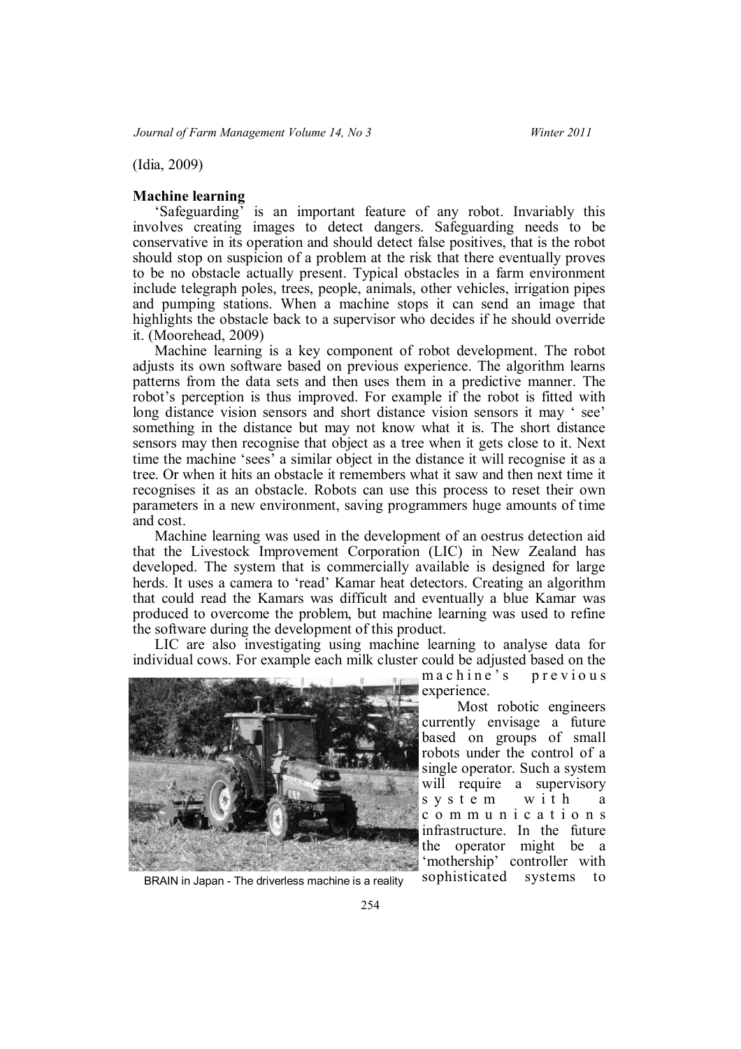(Idia, 2009)

## Machine learning

'Safeguarding' is an important feature of any robot. Invariably this involves creating images to detect dangers. Safeguarding needs to be conservative in its operation and should detect false positives, that is the robot should stop on suspicion of a problem at the risk that there eventually proves to be no obstacle actually present. Typical obstacles in a farm environment include telegraph poles, trees, people, animals, other vehicles, irrigation pipes and pumping stations. When a machine stops it can send an image that highlights the obstacle back to a supervisor who decides if he should override it. (Moorehead, 2009)

Machine learning is a key component of robot development. The robot adjusts its own software based on previous experience. The algorithm learns patterns from the data sets and then uses them in a predictive manner. The robot's perception is thus improved. For example if the robot is fitted with long distance vision sensors and short distance vision sensors it may ' see' something in the distance but may not know what it is. The short distance sensors may then recognise that object as a tree when it gets close to it. Next time the machine 'sees' a similar object in the distance it will recognise it as a tree. Or when it hits an obstacle it remembers what it saw and then next time it recognises it as an obstacle. Robots can use this process to reset their own parameters in a new environment, saving programmers huge amounts of time and cost.

Machine learning was used in the development of an oestrus detection aid that the Livestock Improvement Corporation (LIC) in New Zealand has developed. The system that is commercially available is designed for large herds. It uses a camera to 'read' Kamar heat detectors. Creating an algorithm that could read the Kamars was difficult and eventually a blue Kamar was produced to overcome the problem, but machine learning was used to refine the software during the development of this product.

LIC are also investigating using machine learning to analyse data for individual cows. For example each milk cluster could be adjusted based on the machine's previous experience.

BRAIN in Japan - The driverless machine is a reality

Most robotic engineers currently envisage a future based on groups of small robots under the control of a single operator. Such a system will require a supervisory system with a communications infrastructure. In the future the operator might be a 'mothership' controller with sophisticated systems to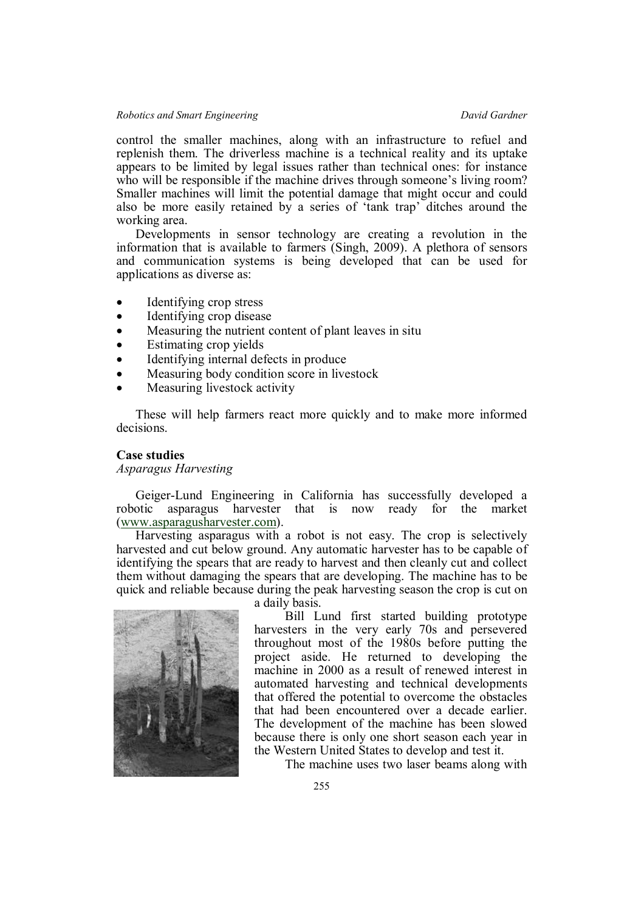control the smaller machines, along with an infrastructure to refuel and replenish them. The driverless machine is a technical reality and its uptake appears to be limited by legal issues rather than technical ones: for instance who will be responsible if the machine drives through someone's living room? Smaller machines will limit the potential damage that might occur and could also be more easily retained by a series of 'tank trap' ditches around the working area.

Developments in sensor technology are creating a revolution in the information that is available to farmers (Singh, 2009). A plethora of sensors and communication systems is being developed that can be used for applications as diverse as:

- Identifying crop stress
- Identifying crop disease
- Measuring the nutrient content of plant leaves in situ
- Estimating crop yields
- Identifying internal defects in produce
- Measuring body condition score in livestock
- Measuring livestock activity

These will help farmers react more quickly and to make more informed decisions.

**Case studies**

*Asparagus Harvesting*

Geiger-Lund Engineering in California has successfully developed a robotic asparagus harvester that is now ready for the market (www.asparagusharvester.com).

Harvesting asparagus with a robot is not easy. The crop is selectively harvested and cut below ground. Any automatic harvester has to be capable of identifying the spears that are ready to harvest and then cleanly cut and collect them without damaging the spears that are developing. The machine has to be quick and reliable because during the peak harvesting season the crop is cut on a daily basis.

Bill Lund first started building prototype harvesters in the very early 70s and persevered throughout most of the 1980s before putting the project aside. He returned to developing the machine in 2000 as a result of renewed interest in automated harvesting and technical developments that offered the potential to overcome the obstacles that had been encountered over a decade earlier. The development of the machine has been slowed because there is only one short season each year in the Western United States to develop and test it.

The machine uses two laser beams along with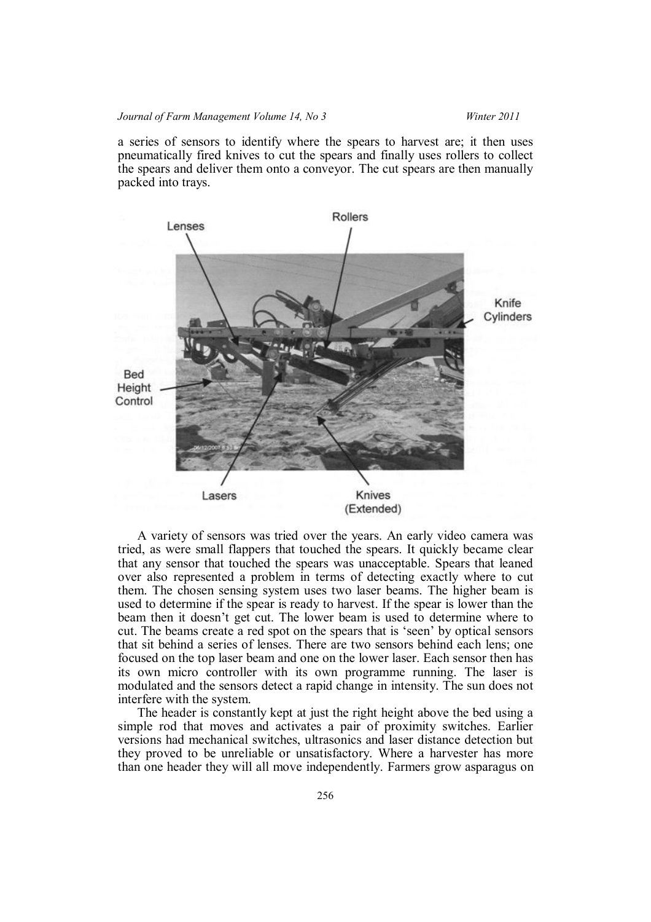a series of sensors to identify where the spears to harvest are; it then uses pneumatically fired knives to cut the spears and finally uses rollers to collect the spears and deliver them onto a conveyor. The cut spears are then manually packed into trays.

Lenses

Rollers

Knife Cylinders

Bed Height Control

Lasers

Knives (Extended)

A variety of sensors was tried over the years. An early video camera was tried, as were small flappers that touched the spears. It quickly became clear that any sensor that touched the spears was unacceptable. Spears that leaned over also represented a problem in terms of detecting exactly where to cut them. The chosen sensing system uses two laser beams. The higher beam is used to determine if the spear is ready to harvest. If the spear is lower than the beam then it doesn't get cut. The lower beam is used to determine where to cut. The beams create a red spot on the spears that is 'seen' by optical sensors that sit behind a series of lenses. There are two sensors behind each lens; one focused on the top laser beam and one on the lower laser. Each sensor then has its own micro controller with its own programme running. The laser is modulated and the sensors detect a rapid change in intensity. The sun does not interfere with the system.

The header is constantly kept at just the right height above the bed using a simple rod that moves and activates a pair of proximity switches. Earlier versions had mechanical switches, ultrasonics and laser distance detection but they proved to be unreliable or unsatisfactory. Where a harvester has more than one header they will all move independently. Farmers grow asparagus on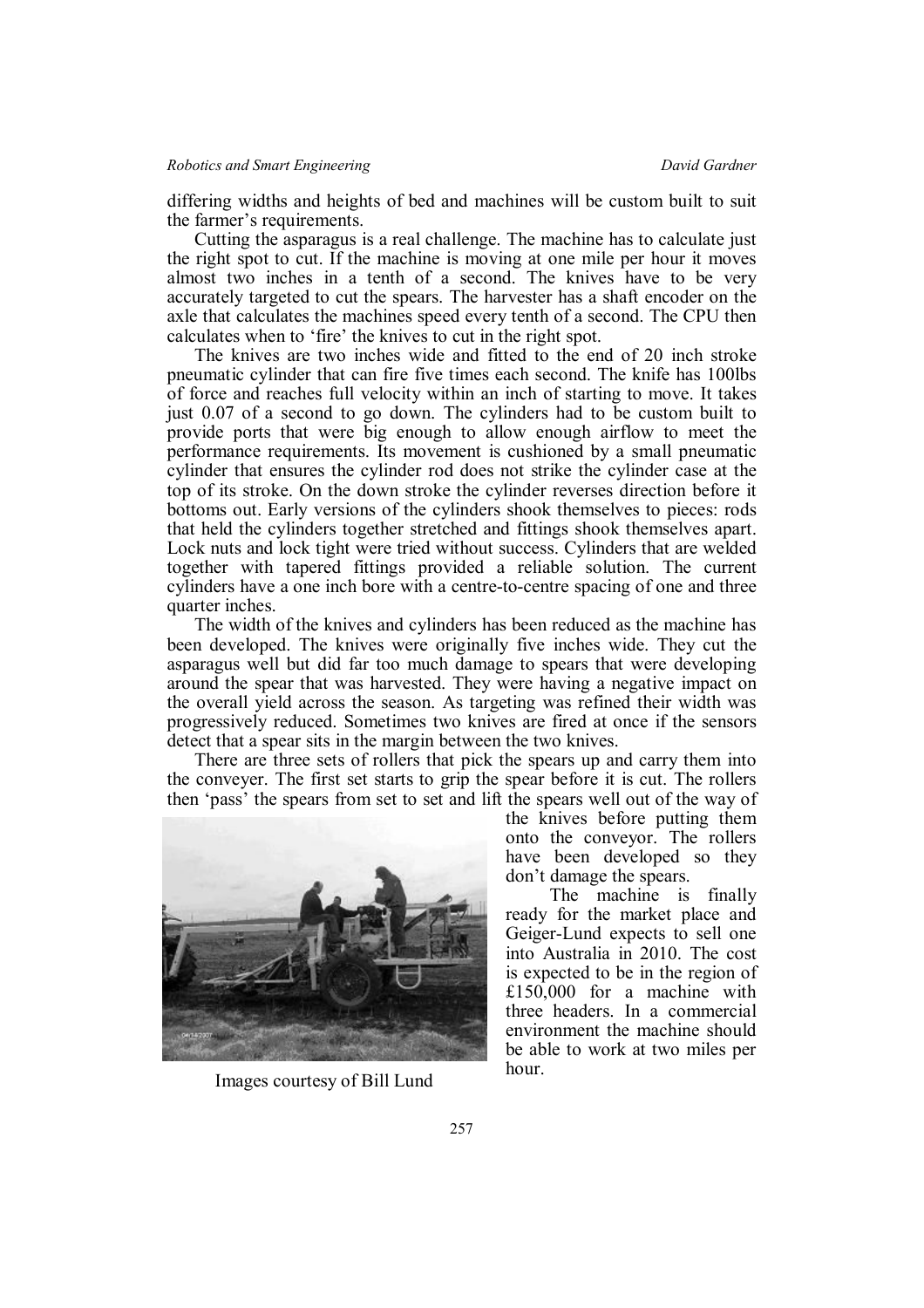differing widths and heights of bed and machines will be custom built to suit the farmer's requirements.

Cutting the asparagus is a real challenge. The machine has to calculate just the right spot to cut. If the machine is moving at one mile per hour it moves almost two inches in a tenth of a second. The knives have to be very accurately targeted to cut the spears. The harvester has a shaft encoder on the axle that calculates the machines speed every tenth of a second. The CPU then calculates when to 'fire' the knives to cut in the right spot.

The knives are two inches wide and fitted to the end of 20 inch stroke pneumatic cylinder that can fire five times each second. The knife has 100lbs of force and reaches full velocity within an inch of starting to move. It takes just 0.07 of a second to go down. The cylinders had to be custom built to provide ports that were big enough to allow enough airflow to meet the performance requirements. Its movement is cushioned by a small pneumatic cylinder that ensures the cylinder rod does not strike the cylinder case at the top of its stroke. On the down stroke the cylinder reverses direction before it bottoms out. Early versions of the cylinders shook themselves to pieces: rods that held the cylinders together stretched and fittings shook themselves apart. Lock nuts and lock tight were tried without success. Cylinders that are welded together with tapered fittings provided a reliable solution. The current cylinders have a one inch bore with a centre-to-centre spacing of one and three quarter inches.

The width of the knives and cylinders has been reduced as the machine has been developed. The knives were originally five inches wide. They cut the asparagus well but did far too much damage to spears that were developing around the spear that was harvested. They were having a negative impact on the overall yield across the season. As targeting was refined their width was progressively reduced. Sometimes two knives are fired at once if the sensors detect that a spear sits in the margin between the two knives.

There are three sets of rollers that pick the spears up and carry them into the conveyer. The first set starts to grip the spear before it is cut. The rollers then 'pass' the spears from set to set and lift the spears well out of the way of the knives before putting them onto the conveyor. The rollers have been developed so they don't damage the spears.

The machine is finally ready for the market place and Geiger-Lund expects to sell one into Australia in 2010. The cost is expected to be in the region of £150,000 for a machine with three headers. In a commercial environment the machine should be able to work at two miles per hour.

Images courtesy of Bill Lund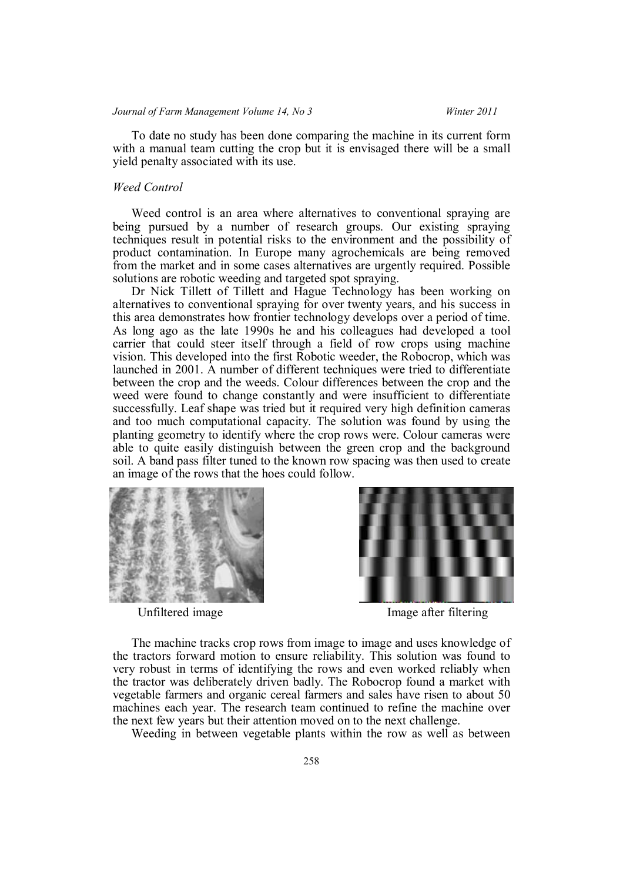To date no study has been done comparing the machine in its current form with a manual team cutting the crop but it is envisaged there will be a small yield penalty associated with its use.

### *Weed Control*

Weed control is an area where alternatives to conventional spraying are being pursued by a number of research groups. Our existing spraying techniques result in potential risks to the environment and the possibility of product contamination. In Europe many agrochemicals are being removed from the market and in some cases alternatives are urgently required. Possible solutions are robotic weeding and targeted spot spraying.

Dr Nick Tillett of Tillett and Hague Technology has been working on alternatives to conventional spraying for over twenty years, and his success in this area demonstrates how frontier technology develops over a period of time. As long ago as the late 1990s he and his colleagues had developed a tool carrier that could steer itself through a field of row crops using machine vision. This developed into the first Robotic weeder, the Robocrop, which was launched in 2001. A number of different techniques were tried to differentiate between the crop and the weeds. Colour differences between the crop and the weed were found to change constantly and were insufficient to differentiate successfully. Leaf shape was tried but it required very high definition cameras and too much computational capacity. The solution was found by using the planting geometry to identify where the crop rows were. Colour cameras were able to quite easily distinguish between the green crop and the background soil. A band pass filter tuned to the known row spacing was then used to create an image of the rows that the hoes could follow.

Unfiltered image

Image after filtering

The machine tracks crop rows from image to image and uses knowledge of the tractors forward motion to ensure reliability. This solution was found to very robust in terms of identifying the rows and even worked reliably when the tractor was deliberately driven badly. The Robocrop found a market with vegetable farmers and organic cereal farmers and sales have risen to about 50 machines each year. The research team continued to refine the machine over the next few years but their attention moved on to the next challenge.

Weeding in between vegetable plants within the row as well as between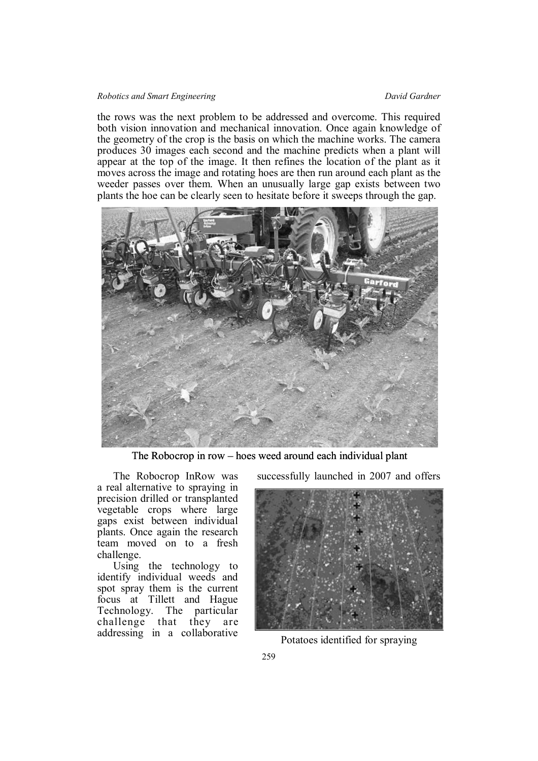the rows was the next problem to be addressed and overcome. This required both vision innovation and mechanical innovation. Once again knowledge of the geometry of the crop is the basis on which the machine works. The camera produces 30 images each second and the machine predicts when a plant will appear at the top of the image. It then refines the location of the plant as it moves across the image and rotating hoes are then run around each plant as the weeder passes over them. When an unusually large gap exists between two plants the hoe can be clearly seen to hesitate before it sweeps through the gap.

The Robocrop in row – hoes weed around each individual plant

The Robocrop InRow was successfully launched in 2007 and offers a real alternative to spraying in precision drilled or transplanted vegetable crops where large gaps exist between individual plants. Once again the research team moved on to a fresh challenge.

Using the technology to identify individual weeds and spot spray them is the current focus at Tillett and Hague Technology. The particular challenge that they are addressing in a collaborative

Potatoes identified for spraying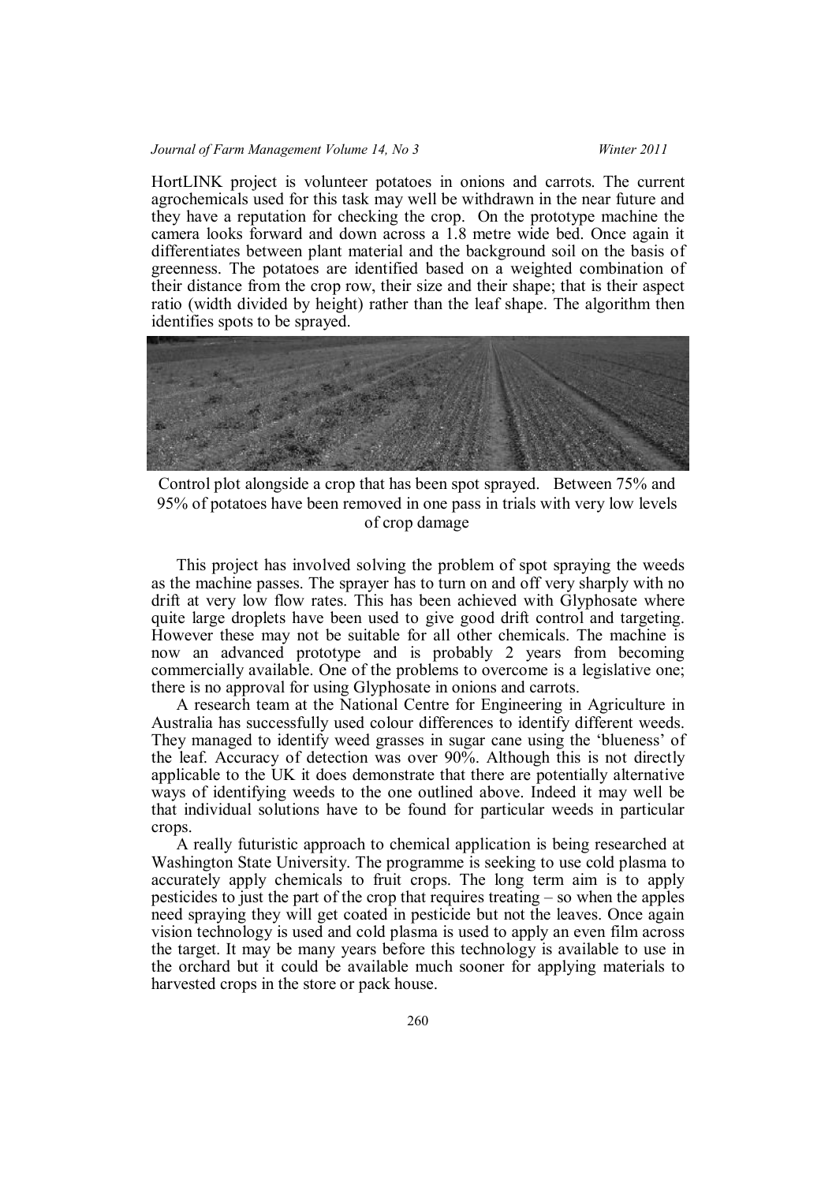HortLINK project is volunteer potatoes in onions and carrots. The current agrochemicals used for this task may well be withdrawn in the near future and they have a reputation for checking the crop. On the prototype machine the camera looks forward and down across a 1.8 metre wide bed. Once again it differentiates between plant material and the background soil on the basis of greenness. The potatoes are identified based on a weighted combination of their distance from the crop row, their size and their shape; that is their aspect ratio (width divided by height) rather than the leaf shape. The algorithm then identifies spots to be sprayed.

Control plot alongside a crop that has been spot sprayed. Between 75% and 95% of potatoes have been removed in one pass in trials with very low levels of crop damage

This project has involved solving the problem of spot spraying the weeds as the machine passes. The sprayer has to turn on and off very sharply with no drift at very low flow rates. This has been achieved with Glyphosate where quite large droplets have been used to give good drift control and targeting. However these may not be suitable for all other chemicals. The machine is now an advanced prototype and is probably 2 years from becoming commercially available. One of the problems to overcome is a legislative one; there is no approval for using Glyphosate in onions and carrots.

A research team at the National Centre for Engineering in Agriculture in Australia has successfully used colour differences to identify different weeds. They managed to identify weed grasses in sugar cane using the 'blueness' of the leaf. Accuracy of detection was over 90%. Although this is not directly applicable to the UK it does demonstrate that there are potentially alternative ways of identifying weeds to the one outlined above. Indeed it may well be that individual solutions have to be found for particular weeds in particular crops.

A really futuristic approach to chemical application is being researched at Washington State University. The programme is seeking to use cold plasma to accurately apply chemicals to fruit crops. The long term aim is to apply pesticides to just the part of the crop that requires treating – so when the apples need spraying they will get coated in pesticide but not the leaves. Once again vision technology is used and cold plasma is used to apply an even film across the target. It may be many years before this technology is available to use in the orchard but it could be available much sooner for applying materials to harvested crops in the store or pack house.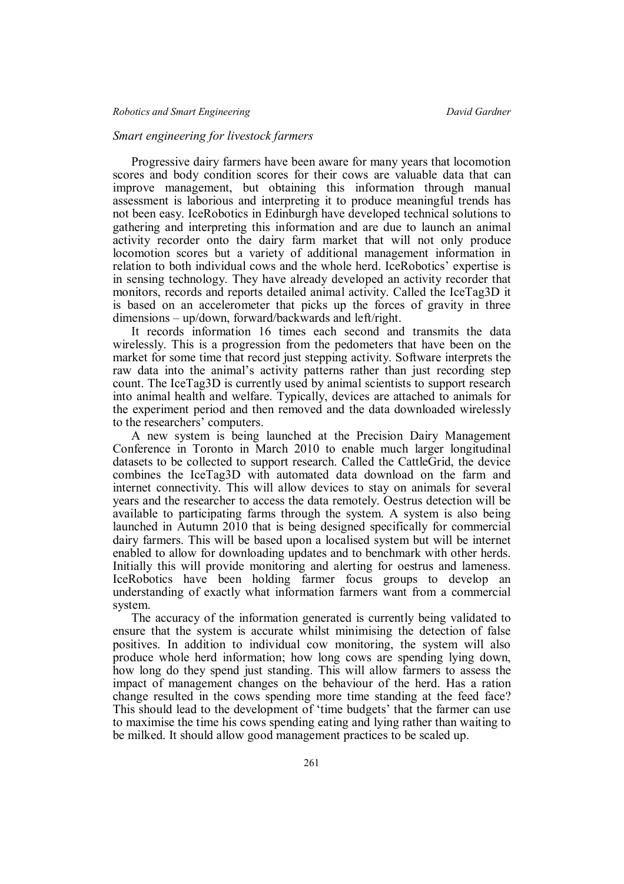*Smart engineering for livestock farmers*

Progressive dairy farmers have been aware for many years that locomotion scores and body condition scores for their cows are valuable data that can improve management, but obtaining this information through manual assessment is laborious and interpreting it to produce meaningful trends has not been easy. IceRobotics in Edinburgh have developed technical solutions to gathering and interpreting this information and are due to launch an animal activity recorder onto the dairy farm market that will not only produce locomotion scores but a variety of additional management information in relation to both individual cows and the whole herd. IceRobotics' expertise is in sensing technology. They have already developed an activity recorder that monitors, records and reports detailed animal activity. Called the IceTag3D it is based on an accelerometer that picks up the forces of gravity in three dimensions – up/down, forward/backwards and left/right.

It records information 16 times each second and transmits the data wirelessly. This is a progression from the pedometers that have been on the market for some time that record just stepping activity. Software interprets the raw data into the animal's activity patterns rather than just recording step count. The IceTag3D is currently used by animal scientists to support research into animal health and welfare. Typically, devices are attached to animals for the experiment period and then removed and the data downloaded wirelessly to the researchers' computers.

A new system is being launched at the Precision Dairy Management Conference in Toronto in March 2010 to enable much larger longitudinal datasets to be collected to support research. Called the CattleGrid, the device combines the IceTag3D with automated data download on the farm and internet connectivity. This will allow devices to stay on animals for several years and the researcher to access the data remotely. Oestrus detection will be available to participating farms through the system. A system is also being launched in Autumn 2010 that is being designed specifically for commercial dairy farmers. This will be based upon a localised system but will be internet enabled to allow for downloading updates and to benchmark with other herds. Initially this will provide monitoring and alerting for oestrus and lameness. IceRobotics have been holding farmer focus groups to develop an understanding of exactly what information farmers want from a commercial system.

The accuracy of the information generated is currently being validated to ensure that the system is accurate whilst minimising the detection of false positives. In addition to individual cow monitoring, the system will also produce whole herd information; how long cows are spending lying down, how long do they spend just standing. This will allow farmers to assess the impact of management changes on the behaviour of the herd. Has a ration change resulted in the cows spending more time standing at the feed face? This should lead to the development of 'time budgets' that the farmer can use to maximise the time his cows spending eating and lying rather than waiting to be milked. It should allow good management practices to be scaled up.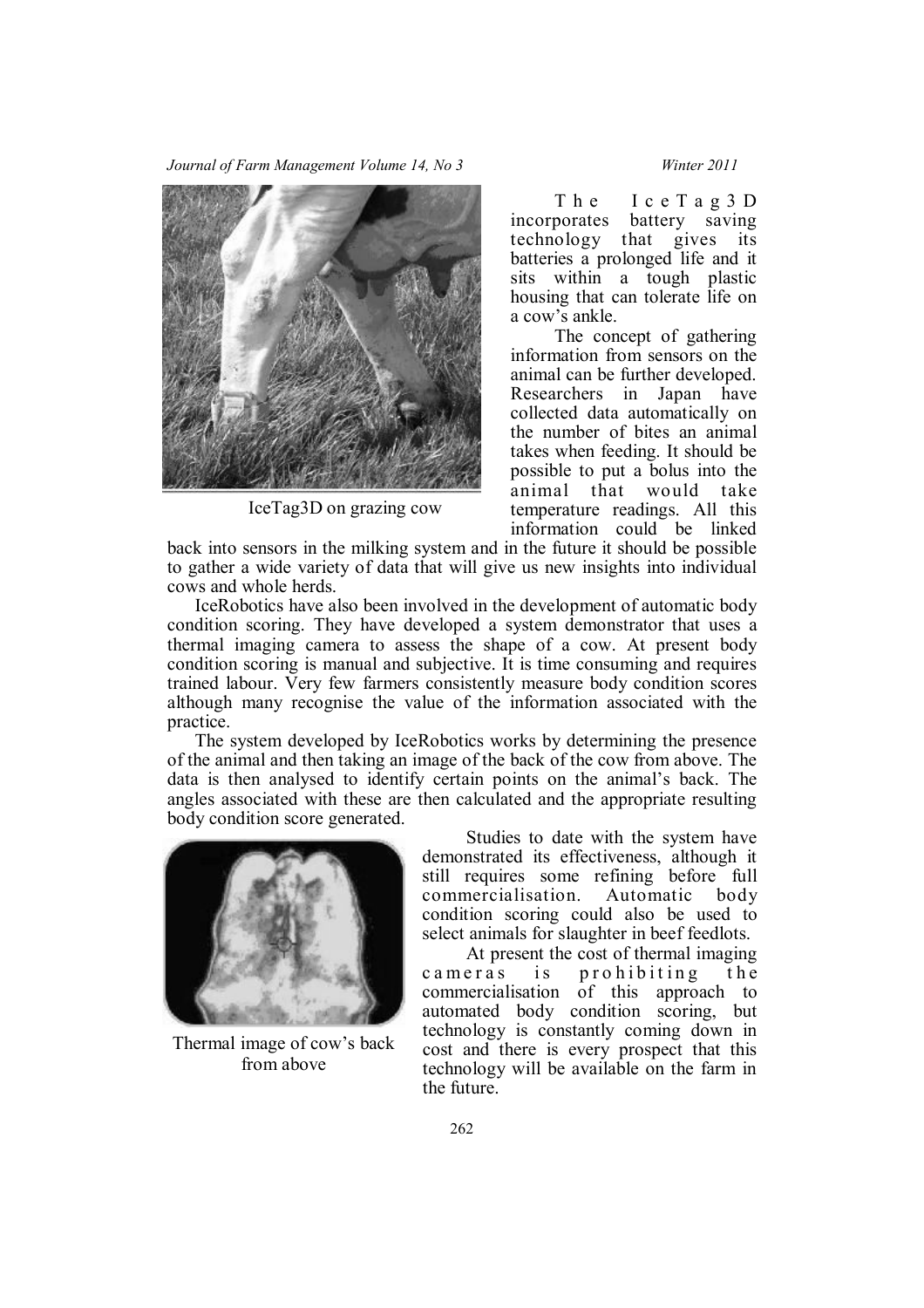The IceTag3D incorporates battery saving technology that gives its batteries a prolonged life and it sits within a tough plastic housing that can tolerate life on a cow's ankle.

IceTag3D on grazing cow

The concept of gathering information from sensors on the animal can be further developed. Researchers in Japan have collected data automatically on the number of bites an animal takes when feeding. It should be possible to put a bolus into the animal that would take temperature readings. All this information could be linked back into sensors in the milking system and in the future it should be possible to gather a wide variety of data that will give us new insights into individual cows and whole herds.

IceRobotics have also been involved in the development of automatic body condition scoring. They have developed a system demonstrator that uses a thermal imaging camera to assess the shape of a cow. At present body condition scoring is manual and subjective. It is time consuming and requires trained labour. Very few farmers consistently measure body condition scores although many recognise the value of the information associated with the practice.

The system developed by IceRobotics works by determining the presence of the animal and then taking an image of the back of the cow from above. The data is then analysed to identify certain points on the animal's back. The angles associated with these are then calculated and the appropriate resulting body condition score generated.

Thermal image of cow's back from above

Studies to date with the system have demonstrated its effectiveness, although it still requires some refining before full commercialisation. Automatic body condition scoring could also be used to select animals for slaughter in beef feedlots.

At present the cost of thermal imaging cameras is prohibiting the commercialisation of this approach to automated body condition scoring, but technology is constantly coming down in cost and there is every prospect that this technology will be available on the farm in the future.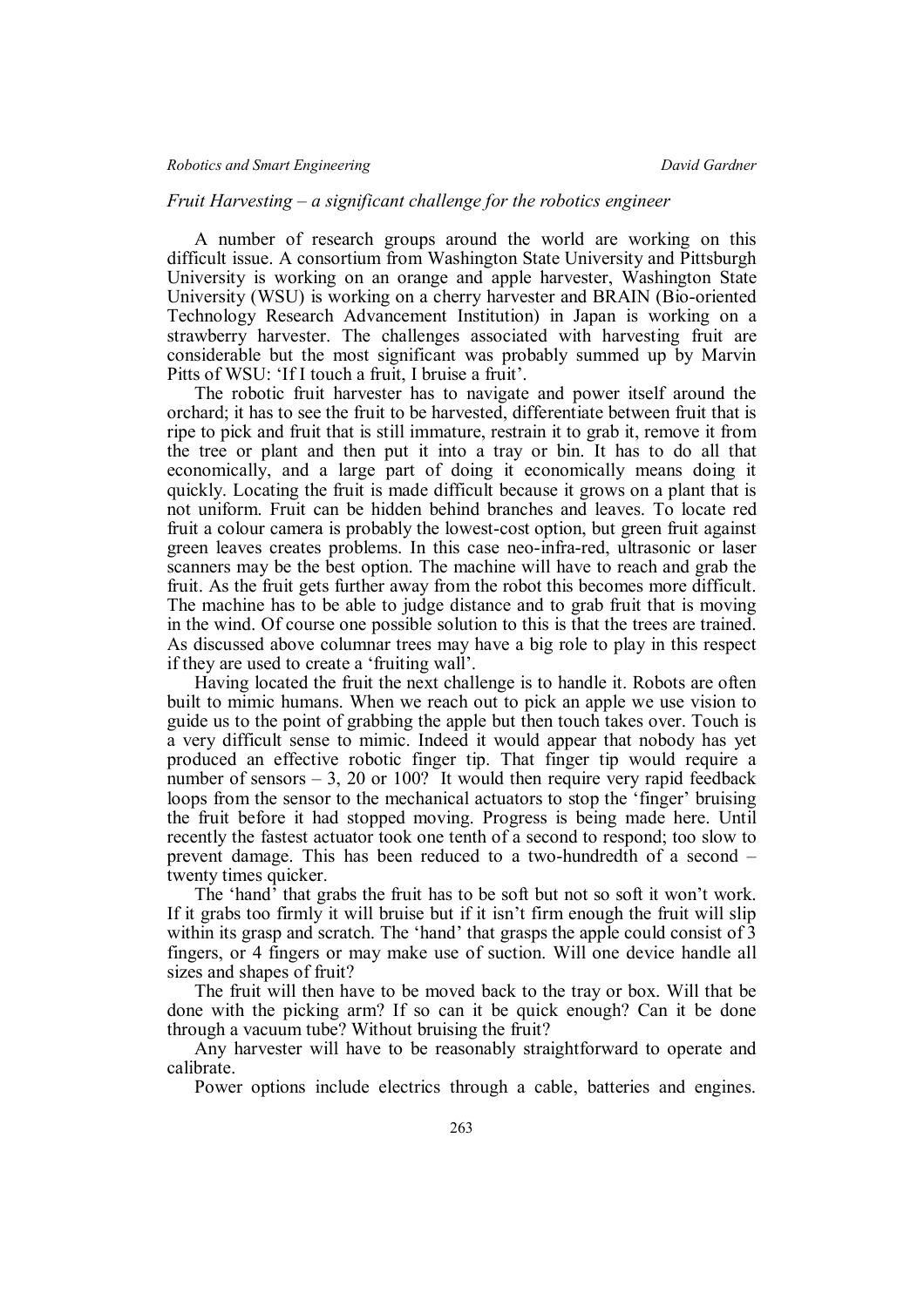*Fruit Harvesting – a significant challenge for the robotics engineer*

A number of research groups around the world are working on this difficult issue. A consortium from Washington State University and Pittsburgh University is working on an orange and apple harvester, Washington State University (WSU) is working on a cherry harvester and BRAIN (Bio-oriented Technology Research Advancement Institution) in Japan is working on a strawberry harvester. The challenges associated with harvesting fruit are considerable but the most significant was probably summed up by Marvin Pitts of WSU: 'If I touch a fruit, I bruise a fruit'.

The robotic fruit harvester has to navigate and power itself around the orchard; it has to see the fruit to be harvested, differentiate between fruit that is ripe to pick and fruit that is still immature, restrain it to grab it, remove it from the tree or plant and then put it into a tray or bin. It has to do all that economically, and a large part of doing it economically means doing it quickly. Locating the fruit is made difficult because it grows on a plant that is not uniform. Fruit can be hidden behind branches and leaves. To locate red fruit a colour camera is probably the lowest-cost option, but green fruit against green leaves creates problems. In this case neo-infra-red, ultrasonic or laser scanners may be the best option. The machine will have to reach and grab the fruit. As the fruit gets further away from the robot this becomes more difficult. The machine has to be able to judge distance and to grab fruit that is moving in the wind. Of course one possible solution to this is that the trees are trained. As discussed above columnar trees may have a big role to play in this respect if they are used to create a 'fruiting wall'.

Having located the fruit the next challenge is to handle it. Robots are often built to mimic humans. When we reach out to pick an apple we use vision to guide us to the point of grabbing the apple but then touch takes over. Touch is a very difficult sense to mimic. Indeed it would appear that nobody has yet produced an effective robotic finger tip. That finger tip would require a number of sensors – 3, 20 or 100? It would then require very rapid feedback loops from the sensor to the mechanical actuators to stop the 'finger' bruising the fruit before it had stopped moving. Progress is being made here. Until recently the fastest actuator took one tenth of a second to respond; too slow to prevent damage. This has been reduced to a two-hundredth of a second – twenty times quicker.

The 'hand' that grabs the fruit has to be soft but not so soft it won't work. If it grabs too firmly it will bruise but if it isn't firm enough the fruit will slip within its grasp and scratch. The 'hand' that grasps the apple could consist of 3 fingers, or 4 fingers or may make use of suction. Will one device handle all sizes and shapes of fruit?

The fruit will then have to be moved back to the tray or box. Will that be done with the picking arm? If so can it be quick enough? Can it be done through a vacuum tube? Without bruising the fruit?

Any harvester will have to be reasonably straightforward to operate and calibrate.

Power options include electrics through a cable, batteries and engines.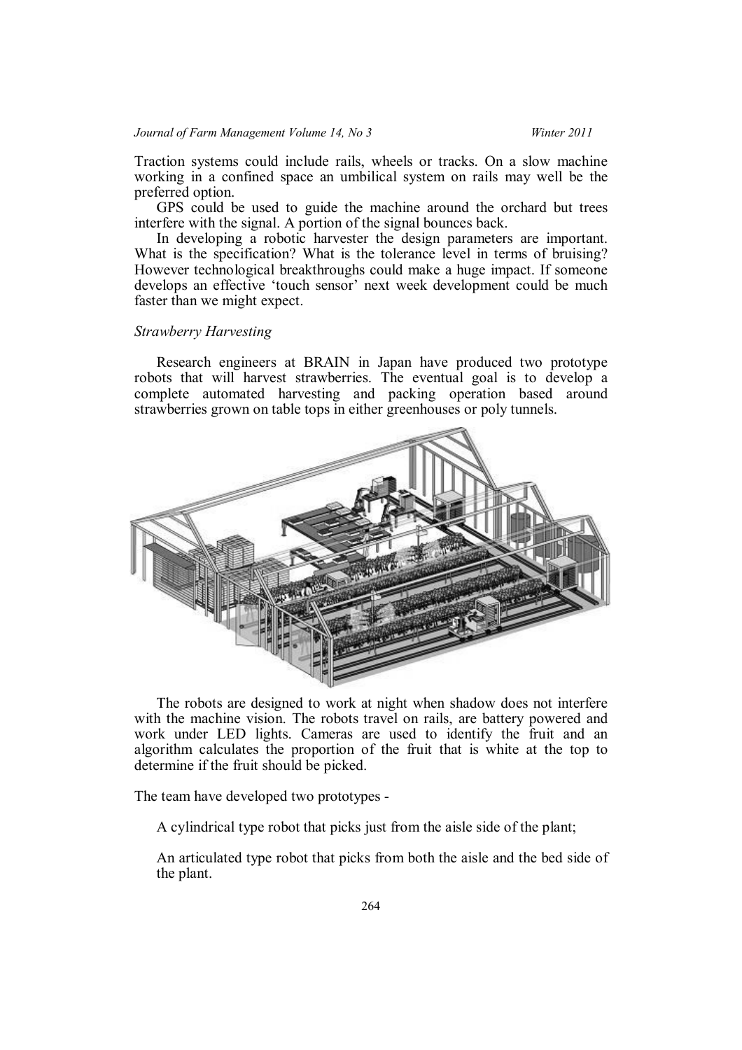Traction systems could include rails, wheels or tracks. On a slow machine working in a confined space an umbilical system on rails may well be the preferred option.

GPS could be used to guide the machine around the orchard but trees interfere with the signal. A portion of the signal bounces back.

In developing a robotic harvester the design parameters are important. What is the specification? What is the tolerance level in terms of bruising? However technological breakthroughs could make a huge impact. If someone develops an effective 'touch sensor' next week development could be much faster than we might expect.

### *Strawberry Harvesting*

Research engineers at BRAIN in Japan have produced two prototype robots that will harvest strawberries. The eventual goal is to develop a complete automated harvesting and packing operation based around strawberries grown on table tops in either greenhouses or poly tunnels.

The robots are designed to work at night when shadow does not interfere with the machine vision. The robots travel on rails, are battery powered and work under LED lights. Cameras are used to identify the fruit and an algorithm calculates the proportion of the fruit that is white at the top to determine if the fruit should be picked.

The team have developed two prototypes -

A cylindrical type robot that picks just from the aisle side of the plant;

An articulated type robot that picks from both the aisle and the bed side of the plant.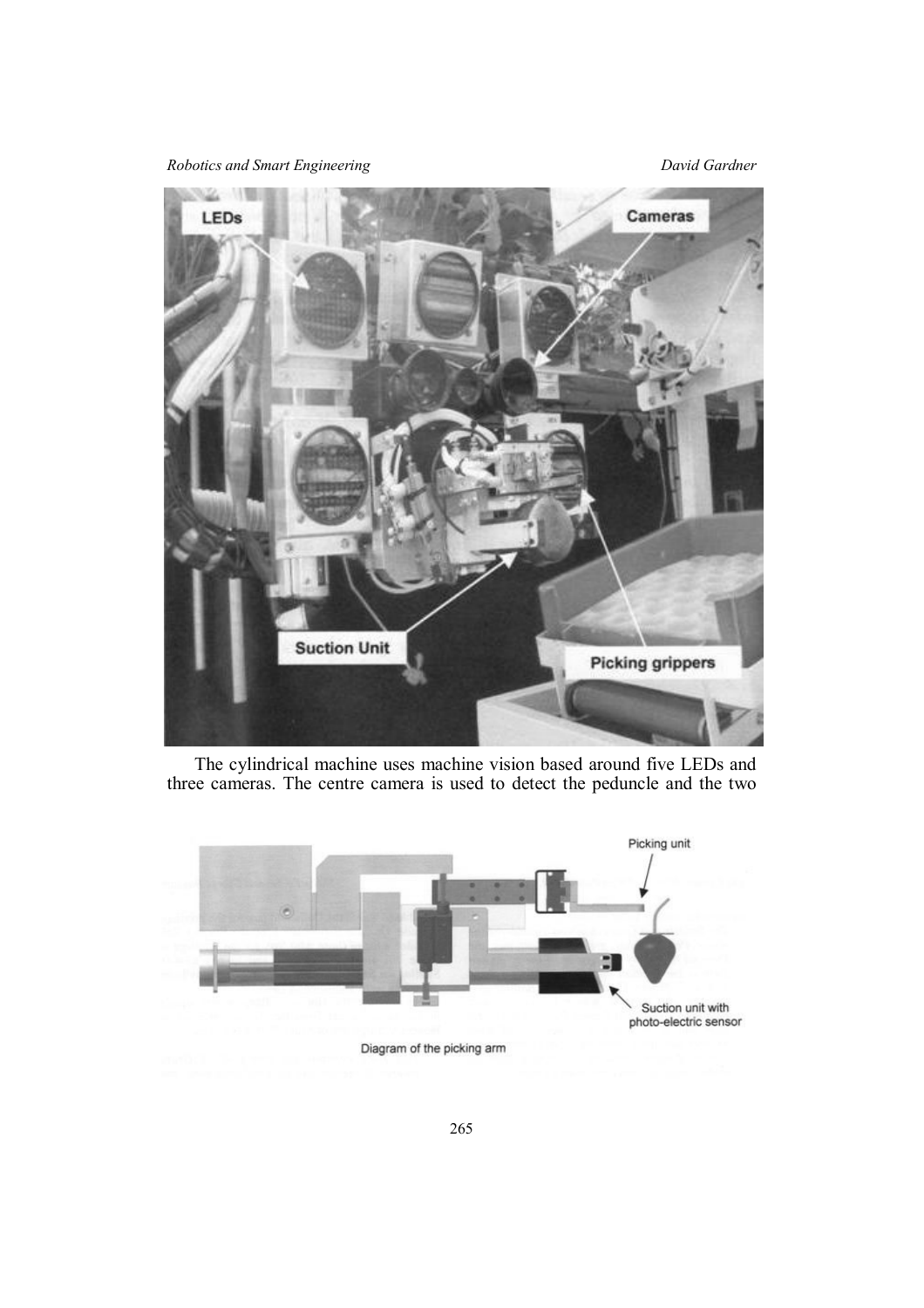LEDs

Cameras

Suction Unit

Picking grippers

The cylindrical machine uses machine vision based around five LEDs and three cameras. The centre camera is used to detect the peduncle and the two

Picking unit

Suction unit with photo-electric sensor

Diagram of the picking arm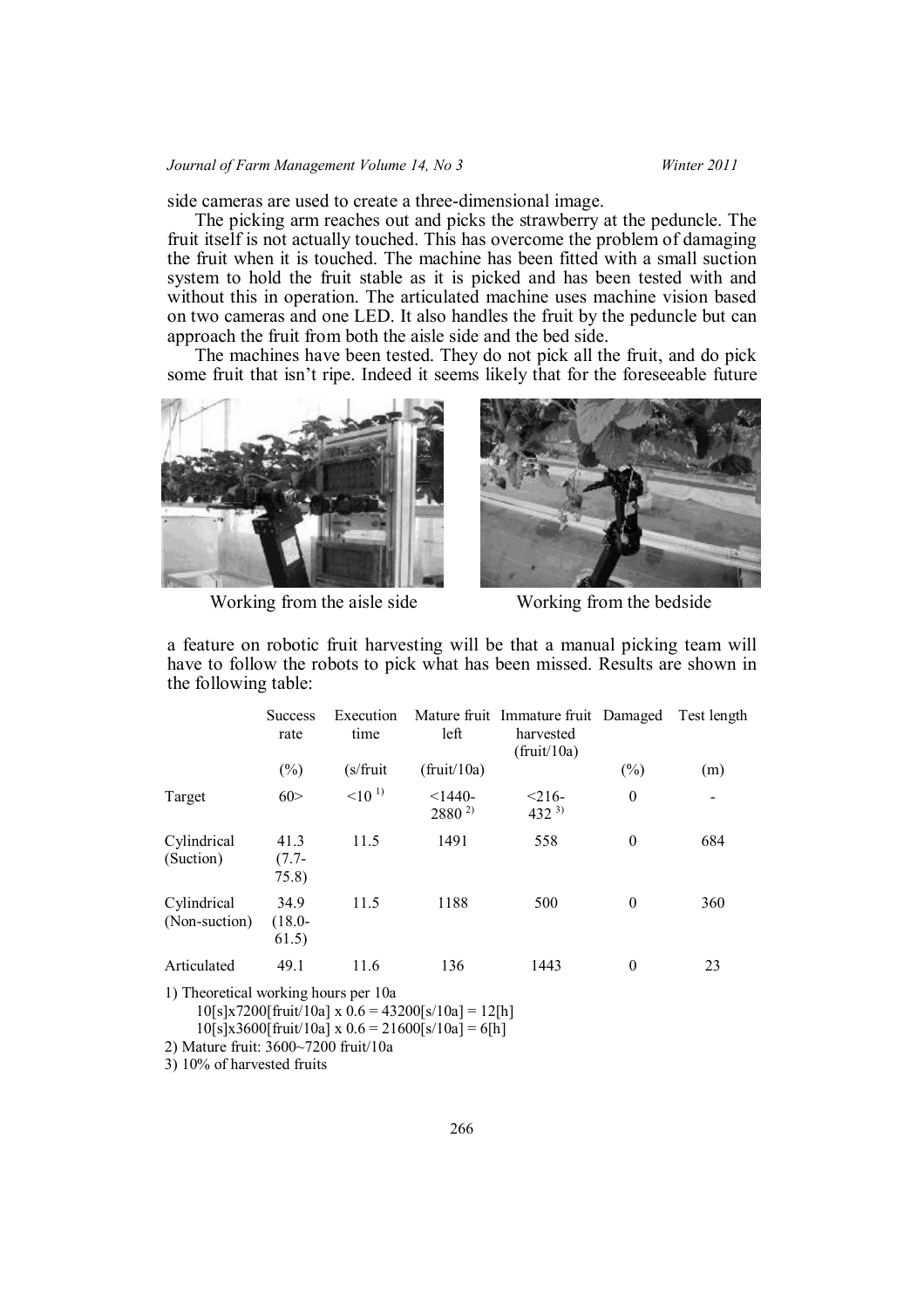side cameras are used to create a three-dimensional image.

The picking arm reaches out and picks the strawberry at the peduncle. The fruit itself is not actually touched. This has overcome the problem of damaging the fruit when it is touched. The machine has been fitted with a small suction system to hold the fruit stable as it is picked and has been tested with and without this in operation. The articulated machine uses machine vision based on two cameras and one LED. It also handles the fruit by the peduncle but can approach the fruit from both the aisle side and the bed side.

The machines have been tested. They do not pick all the fruit, and do pick some fruit that isn't ripe. Indeed it seems likely that for the foreseeable future

Working from the aisle side

Working from the bedside

a feature on robotic fruit harvesting will be that a manual picking team will have to follow the robots to pick what has been missed. Results are shown in the following table:

| | Success rate | Execution time | Mature fruit left | Immature fruit harvested (fruit/10a) | Damaged | Test length |
|---|---|---|---|---|---|---|
| | (%) | (s/fruit | (fruit/10a) | | (%) | (m) |
| Target | 60> | <10 [1)] | <1440-2880 [2)] | <216-432 [3)] | 0 | - |
| Cylindrical (Suction) | 41.3 (7.7-75.8) | 11.5 | 1491 | 558 | 0 | 684 |
| Cylindrical (Non-suction) | 34.9 (18.0-61.5) | 11.5 | 1188 | 500 | 0 | 360 |
| Articulated | 49.1 | 11.6 | 136 | 1443 | 0 | 23 |

1) Theoretical working hours per 10a

10[s]x7200[fruit/10a] x 0.6 = 43200[s/10a] = 12[h]

10[s]x3600[fruit/10a] x 0.6 = 21600[s/10a] = 6[h]

2) Mature fruit: 3600~7200 fruit/10a

3) 10% of harvested fruits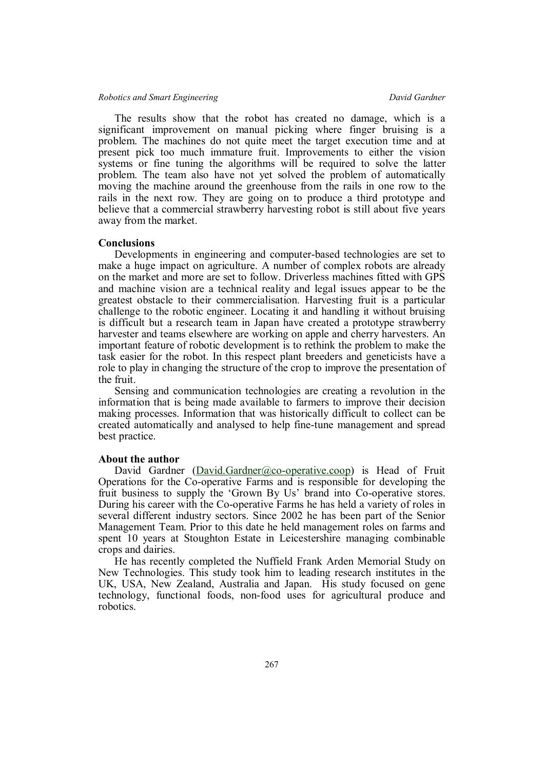The results show that the robot has created no damage, which is a significant improvement on manual picking where finger bruising is a problem. The machines do not quite meet the target execution time and at present pick too much immature fruit. Improvements to either the vision systems or fine tuning the algorithms will be required to solve the latter problem. The team also have not yet solved the problem of automatically moving the machine around the greenhouse from the rails in one row to the rails in the next row. They are going on to produce a third prototype and believe that a commercial strawberry harvesting robot is still about five years away from the market.

**Conclusions**

Developments in engineering and computer-based technologies are set to make a huge impact on agriculture. A number of complex robots are already on the market and more are set to follow. Driverless machines fitted with GPS and machine vision are a technical reality and legal issues appear to be the greatest obstacle to their commercialisation. Harvesting fruit is a particular challenge to the robotic engineer. Locating it and handling it without bruising is difficult but a research team in Japan have created a prototype strawberry harvester and teams elsewhere are working on apple and cherry harvesters. An important feature of robotic development is to rethink the problem to make the task easier for the robot. In this respect plant breeders and geneticists have a role to play in changing the structure of the crop to improve the presentation of the fruit.

Sensing and communication technologies are creating a revolution in the information that is being made available to farmers to improve their decision making processes. Information that was historically difficult to collect can be created automatically and analysed to help fine-tune management and spread best practice.

**About the author**

David Gardner (David.Gardner@co-operative.coop) is Head of Fruit Operations for the Co-operative Farms and is responsible for developing the fruit business to supply the 'Grown By Us' brand into Co-operative stores. During his career with the Co-operative Farms he has held a variety of roles in several different industry sectors. Since 2002 he has been part of the Senior Management Team. Prior to this date he held management roles on farms and spent 10 years at Stoughton Estate in Leicestershire managing combinable crops and dairies.

He has recently completed the Nuffield Frank Arden Memorial Study on New Technologies. This study took him to leading research institutes in the UK, USA, New Zealand, Australia and Japan. His study focused on gene technology, functional foods, non-food uses for agricultural produce and robotics.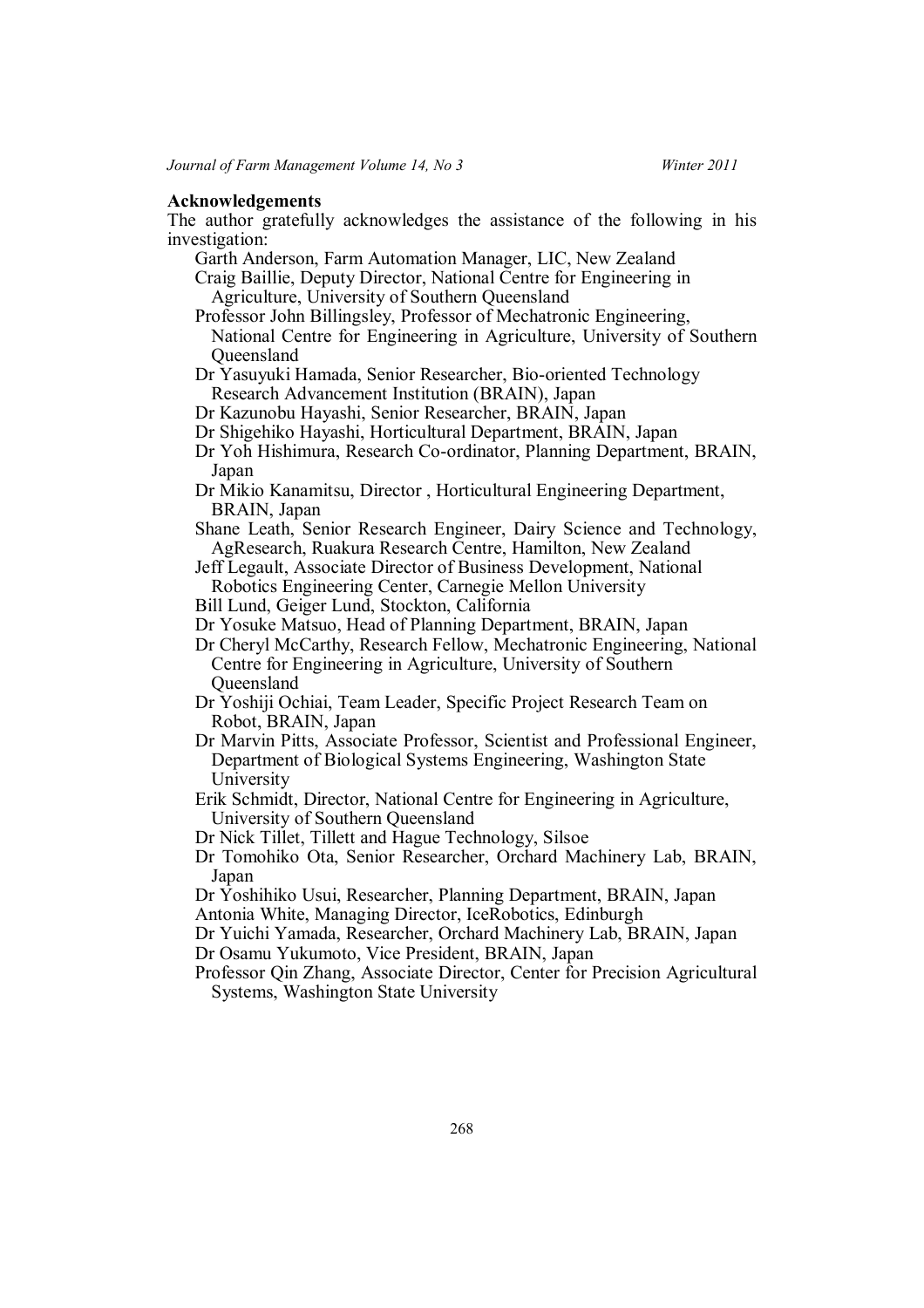## Acknowledgements

The author gratefully acknowledges the assistance of the following in his investigation:

Garth Anderson, Farm Automation Manager, LIC, New Zealand
Craig Baillie, Deputy Director, National Centre for Engineering in Agriculture, University of Southern Queensland
Professor John Billingsley, Professor of Mechatronic Engineering, National Centre for Engineering in Agriculture, University of Southern Queensland
Dr Yasuyuki Hamada, Senior Researcher, Bio-oriented Technology Research Advancement Institution (BRAIN), Japan
Dr Kazunobu Hayashi, Senior Researcher, BRAIN, Japan
Dr Shigehiko Hayashi, Horticultural Department, BRAIN, Japan
Dr Yoh Hishimura, Research Co-ordinator, Planning Department, BRAIN, Japan
Dr Mikio Kanamitsu, Director , Horticultural Engineering Department, BRAIN, Japan
Shane Leath, Senior Research Engineer, Dairy Science and Technology, AgResearch, Ruakura Research Centre, Hamilton, New Zealand
Jeff Legault, Associate Director of Business Development, National Robotics Engineering Center, Carnegie Mellon University
Bill Lund, Geiger Lund, Stockton, California
Dr Yosuke Matsuo, Head of Planning Department, BRAIN, Japan
Dr Cheryl McCarthy, Research Fellow, Mechatronic Engineering, National Centre for Engineering in Agriculture, University of Southern Queensland
Dr Yoshiji Ochiai, Team Leader, Specific Project Research Team on Robot, BRAIN, Japan
Dr Marvin Pitts, Associate Professor, Scientist and Professional Engineer, Department of Biological Systems Engineering, Washington State University
Erik Schmidt, Director, National Centre for Engineering in Agriculture, University of Southern Queensland
Dr Nick Tillet, Tillett and Hague Technology, Silsoe
Dr Tomohiko Ota, Senior Researcher, Orchard Machinery Lab, BRAIN, Japan
Dr Yoshihiko Usui, Researcher, Planning Department, BRAIN, Japan
Antonia White, Managing Director, IceRobotics, Edinburgh
Dr Yuichi Yamada, Researcher, Orchard Machinery Lab, BRAIN, Japan
Dr Osamu Yukumoto, Vice President, BRAIN, Japan
Professor Qin Zhang, Associate Director, Center for Precision Agricultural Systems, Washington State University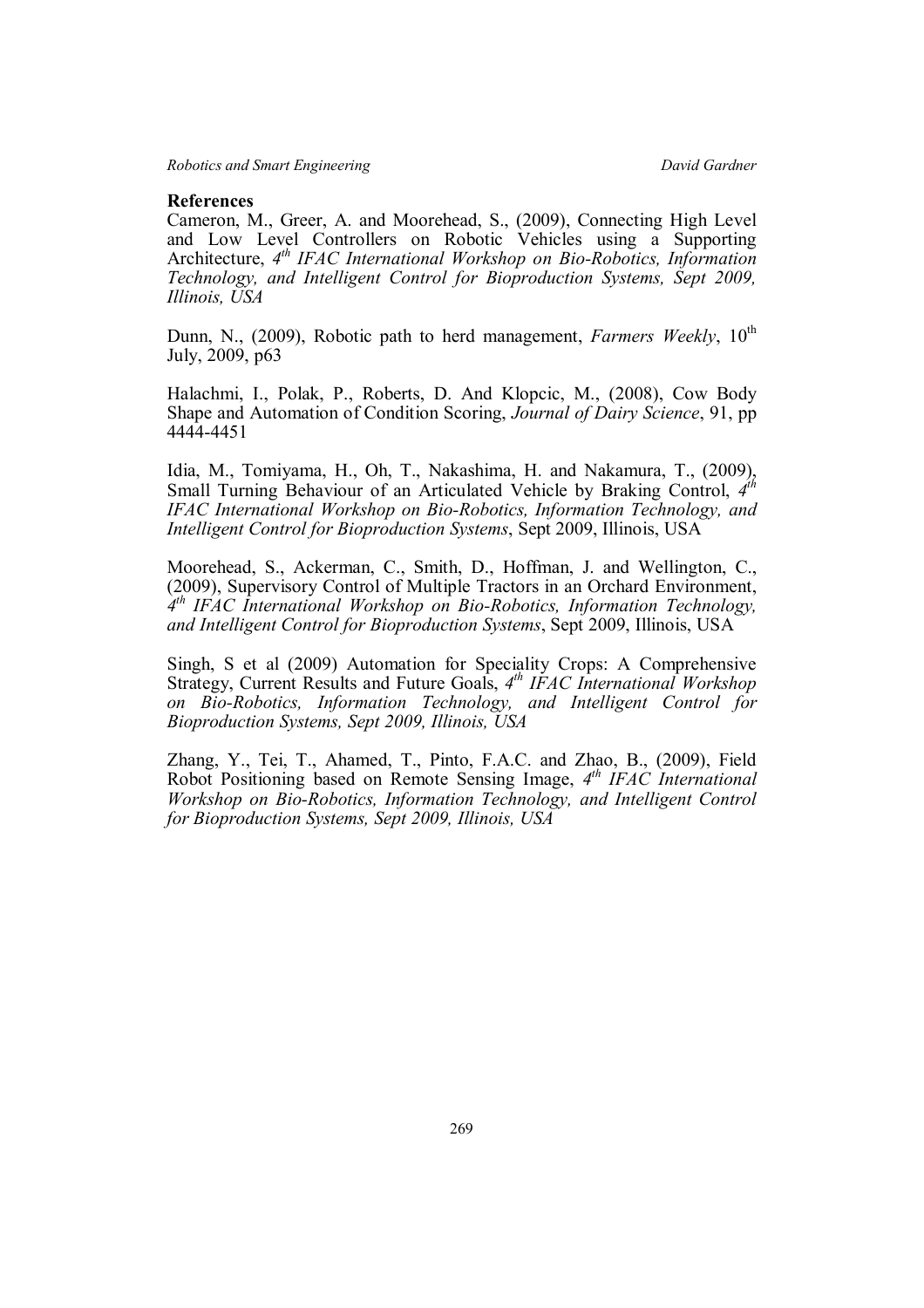## References

Cameron, M., Greer, A. and Moorehead, S., (2009), Connecting High Level and Low Level Controllers on Robotic Vehicles using a Supporting Architecture, *4th IFAC International Workshop on Bio-Robotics, Information Technology, and Intelligent Control for Bioproduction Systems, Sept 2009, Illinois, USA*

Dunn, N., (2009), Robotic path to herd management, *Farmers Weekly*, 10th July, 2009, p63

Halachmi, I., Polak, P., Roberts, D. And Klopcic, M., (2008), Cow Body Shape and Automation of Condition Scoring, *Journal of Dairy Science*, 91, pp 4444-4451

Idia, M., Tomiyama, H., Oh, T., Nakashima, H. and Nakamura, T., (2009), Small Turning Behaviour of an Articulated Vehicle by Braking Control, *4th IFAC International Workshop on Bio-Robotics, Information Technology, and Intelligent Control for Bioproduction Systems*, Sept 2009, Illinois, USA

Moorehead, S., Ackerman, C., Smith, D., Hoffman, J. and Wellington, C., (2009), Supervisory Control of Multiple Tractors in an Orchard Environment, *4th IFAC International Workshop on Bio-Robotics, Information Technology, and Intelligent Control for Bioproduction Systems*, Sept 2009, Illinois, USA

Singh, S et al (2009) Automation for Speciality Crops: A Comprehensive Strategy, Current Results and Future Goals, *4th IFAC International Workshop on Bio-Robotics, Information Technology, and Intelligent Control for Bioproduction Systems, Sept 2009, Illinois, USA*

Zhang, Y., Tei, T., Ahamed, T., Pinto, F.A.C. and Zhao, B., (2009), Field Robot Positioning based on Remote Sensing Image, *4th IFAC International Workshop on Bio-Robotics, Information Technology, and Intelligent Control for Bioproduction Systems, Sept 2009, Illinois, USA*